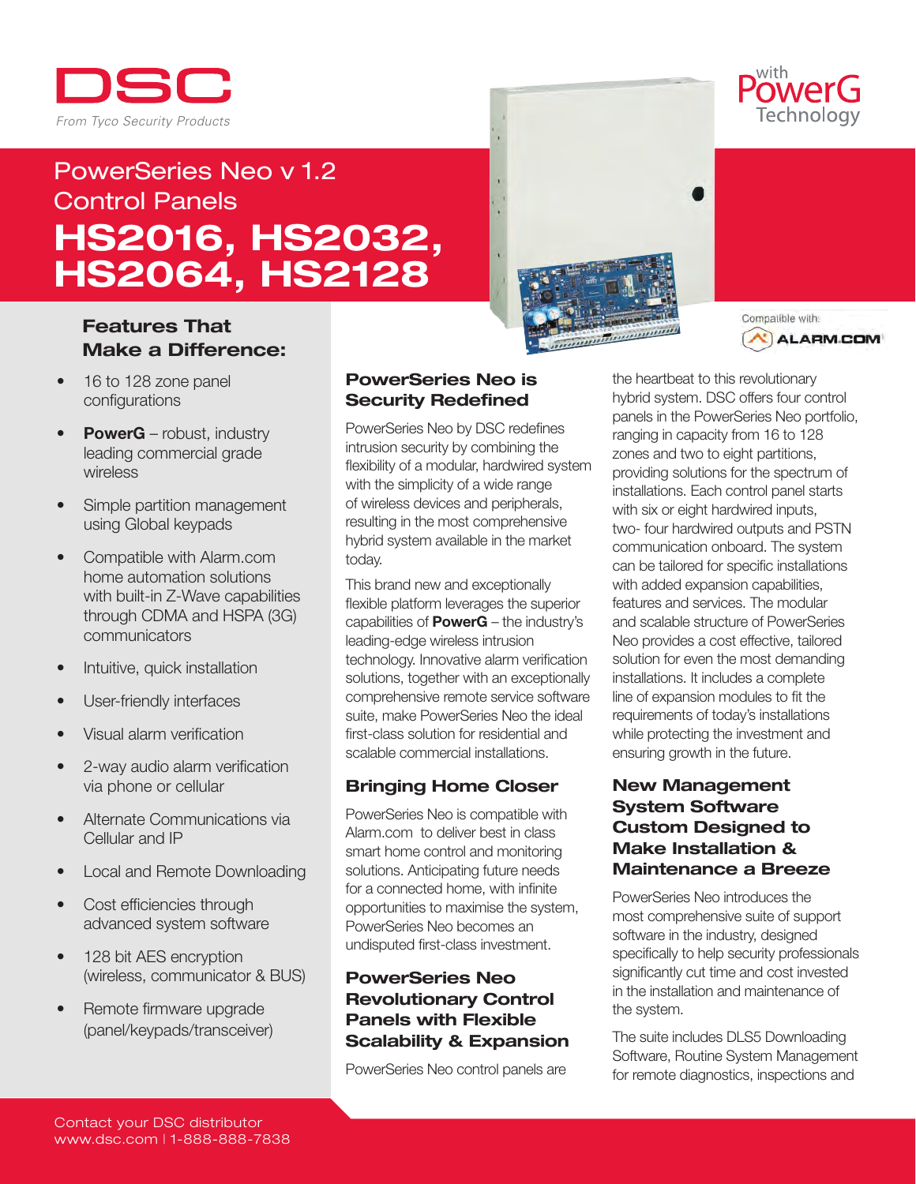DSC

*From Tyco Security Products*

with PowerG Technology

# PowerSeries Neo v 1.2 Control Panels

# HS2016, HS2032, HS2064, HS2128

Compatible with: ALARM.COM

## Features That Make a Difference:

- 16 to 128 zone panel configurations
- **PowerG** – robust, industry leading commercial grade wireless
- Simple partition management using Global keypads
- Compatible with Alarm.com home automation solutions with built-in Z-Wave capabilities through CDMA and HSPA (3G) communicators
- Intuitive, quick installation
- User-friendly interfaces
- Visual alarm verification
- 2-way audio alarm verification via phone or cellular
- Alternate Communications via Cellular and IP
- Local and Remote Downloading
- Cost efficiencies through advanced system software
- 128 bit AES encryption (wireless, communicator & BUS)
- Remote firmware upgrade (panel/keypads/transceiver)

## PowerSeries Neo is Security Redefined

PowerSeries Neo by DSC redefines intrusion security by combining the flexibility of a modular, hardwired system with the simplicity of a wide range of wireless devices and peripherals, resulting in the most comprehensive hybrid system available in the market today.

This brand new and exceptionally flexible platform leverages the superior capabilities of **PowerG** – the industry's leading-edge wireless intrusion technology. Innovative alarm verification solutions, together with an exceptionally comprehensive remote service software suite, make PowerSeries Neo the ideal first-class solution for residential and scalable commercial installations.

## Bringing Home Closer

PowerSeries Neo is compatible with Alarm.com to deliver best in class smart home control and monitoring solutions. Anticipating future needs for a connected home, with infinite opportunities to maximise the system, PowerSeries Neo becomes an undisputed first-class investment.

## PowerSeries Neo Revolutionary Control Panels with Flexible Scalability & Expansion

PowerSeries Neo control panels are the heartbeat to this revolutionary hybrid system. DSC offers four control panels in the PowerSeries Neo portfolio, ranging in capacity from 16 to 128 zones and two to eight partitions, providing solutions for the spectrum of installations. Each control panel starts with six or eight hardwired inputs, two- four hardwired outputs and PSTN communication onboard. The system can be tailored for specific installations with added expansion capabilities, features and services. The modular and scalable structure of PowerSeries Neo provides a cost effective, tailored solution for even the most demanding installations. It includes a complete line of expansion modules to fit the requirements of today's installations while protecting the investment and ensuring growth in the future.

## New Management System Software Custom Designed to Make Installation & Maintenance a Breeze

PowerSeries Neo introduces the most comprehensive suite of support software in the industry, designed specifically to help security professionals significantly cut time and cost invested in the installation and maintenance of the system.

The suite includes DLS5 Downloading Software, Routine System Management for remote diagnostics, inspections and

Contact your DSC distributor
www.dsc.com | 1-888-888-7838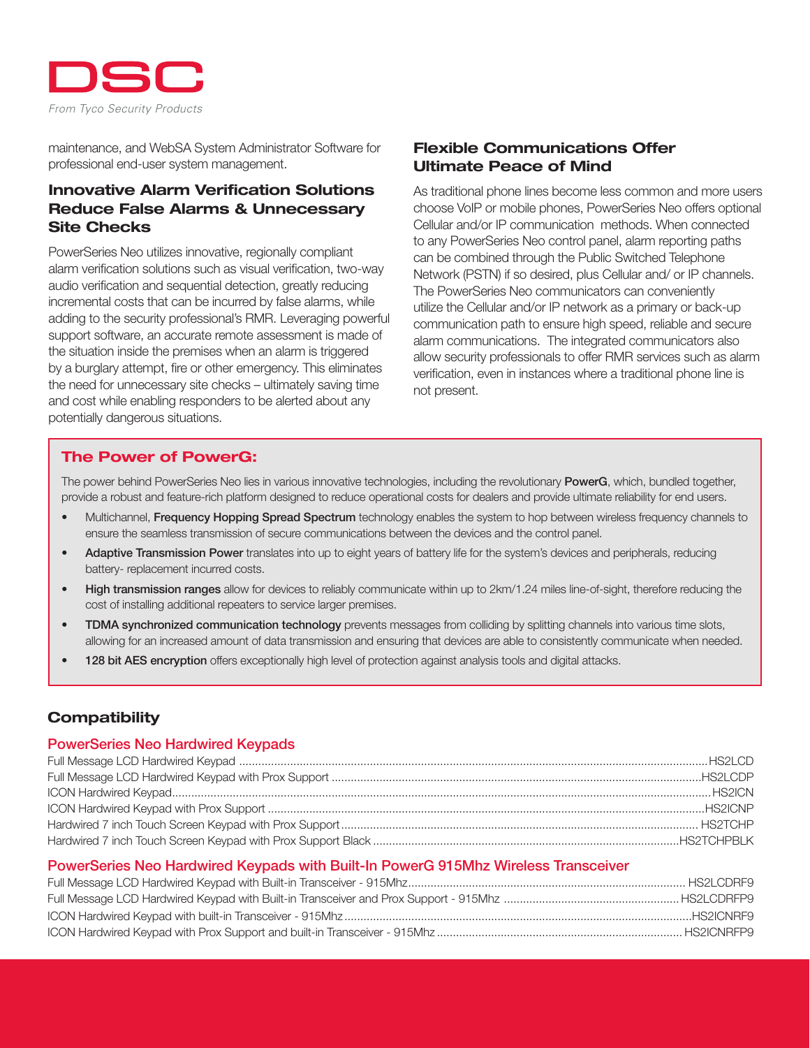maintenance, and WebSA System Administrator Software for professional end-user system management.

## Innovative Alarm Verification Solutions Reduce False Alarms & Unnecessary Site Checks

PowerSeries Neo utilizes innovative, regionally compliant alarm verification solutions such as visual verification, two-way audio verification and sequential detection, greatly reducing incremental costs that can be incurred by false alarms, while adding to the security professional's RMR. Leveraging powerful support software, an accurate remote assessment is made of the situation inside the premises when an alarm is triggered by a burglary attempt, fire or other emergency. This eliminates the need for unnecessary site checks – ultimately saving time and cost while enabling responders to be alerted about any potentially dangerous situations.

## Flexible Communications Offer Ultimate Peace of Mind

As traditional phone lines become less common and more users choose VoIP or mobile phones, PowerSeries Neo offers optional Cellular and/or IP communication methods. When connected to any PowerSeries Neo control panel, alarm reporting paths can be combined through the Public Switched Telephone Network (PSTN) if so desired, plus Cellular and/ or IP channels. The PowerSeries Neo communicators can conveniently utilize the Cellular and/or IP network as a primary or back-up communication path to ensure high speed, reliable and secure alarm communications. The integrated communicators also allow security professionals to offer RMR services such as alarm verification, even in instances where a traditional phone line is not present.

## The Power of PowerG:

The power behind PowerSeries Neo lies in various innovative technologies, including the revolutionary **PowerG**, which, bundled together, provide a robust and feature-rich platform designed to reduce operational costs for dealers and provide ultimate reliability for end users.

- Multichannel, **Frequency Hopping Spread Spectrum** technology enables the system to hop between wireless frequency channels to ensure the seamless transmission of secure communications between the devices and the control panel.
- **Adaptive Transmission Power** translates into up to eight years of battery life for the system's devices and peripherals, reducing battery- replacement incurred costs.
- **High transmission ranges** allow for devices to reliably communicate within up to 2km/1.24 miles line-of-sight, therefore reducing the cost of installing additional repeaters to service larger premises.
- **TDMA synchronized communication technology** prevents messages from colliding by splitting channels into various time slots, allowing for an increased amount of data transmission and ensuring that devices are able to consistently communicate when needed.
- **128 bit AES encryption** offers exceptionally high level of protection against analysis tools and digital attacks.

## Compatibility

### PowerSeries Neo Hardwired Keypads

Full Message LCD Hardwired Keypad .......... HS2LCD
Full Message LCD Hardwired Keypad with Prox Support .......... HS2LCDP
ICON Hardwired Keypad .......... HS2ICN
ICON Hardwired Keypad with Prox Support .......... HS2ICNP
Hardwired 7 inch Touch Screen Keypad with Prox Support .......... HS2TCHP
Hardwired 7 inch Touch Screen Keypad with Prox Support Black .......... HS2TCHPBLK

### PowerSeries Neo Hardwired Keypads with Built-In PowerG 915Mhz Wireless Transceiver

Full Message LCD Hardwired Keypad with Built-in Transceiver - 915Mhz .......... HS2LCDRF9
Full Message LCD Hardwired Keypad with Built-in Transceiver and Prox Support - 915Mhz .......... HS2LCDRFP9
ICON Hardwired Keypad with built-in Transceiver - 915Mhz .......... HS2ICNRF9
ICON Hardwired Keypad with Prox Support and built-in Transceiver - 915Mhz .......... HS2ICNRFP9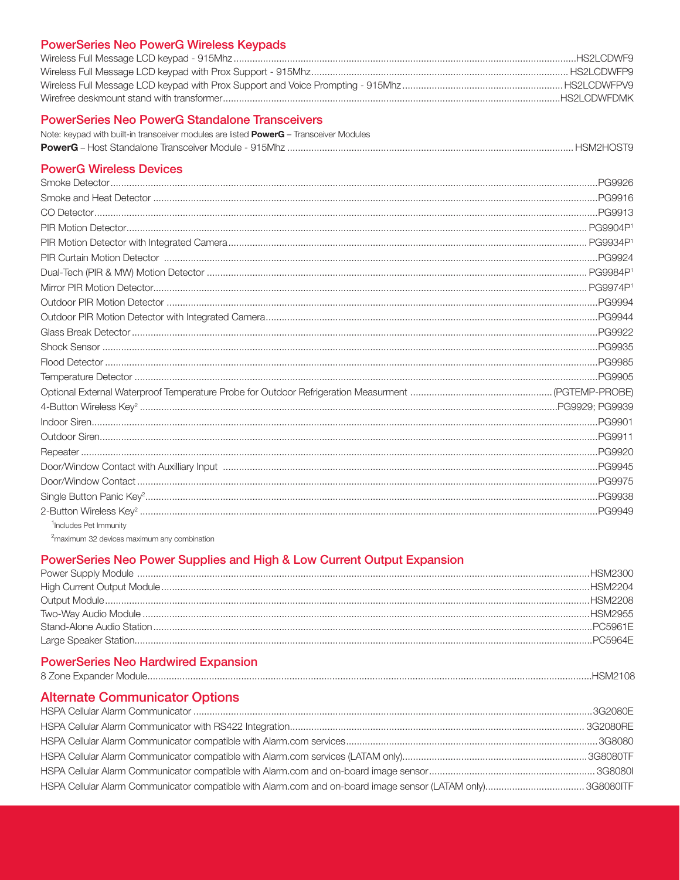## PowerSeries Neo PowerG Wireless Keypads

| | |
|---|---|
| Wireless Full Message LCD keypad - 915Mhz | HS2LCDWF9 |
| Wireless Full Message LCD keypad with Prox Support - 915Mhz | HS2LCDWFP9 |
| Wireless Full Message LCD keypad with Prox Support and Voice Prompting - 915Mhz | HS2LCDWFPV9 |
| Wirefree deskmount stand with transformer | HS2LCDWFDMK |

## PowerSeries Neo PowerG Standalone Transceivers

Note: keypad with built-in transceiver modules are listed **PowerG** – Transceiver Modules

| | |
|---|---|
| **PowerG** – Host Standalone Transceiver Module - 915Mhz | HSM2HOST9 |

## PowerG Wireless Devices

| | |
|---|---|
| Smoke Detector | PG9926 |
| Smoke and Heat Detector | PG9916 |
| CO Detector | PG9913 |
| PIR Motion Detector | PG9904P[1] |
| PIR Motion Detector with Integrated Camera | PG9934P[1] |
| PIR Curtain Motion Detector | PG9924 |
| Dual-Tech (PIR & MW) Motion Detector | PG9984P[1] |
| Mirror PIR Motion Detector | PG9974P[1] |
| Outdoor PIR Motion Detector | PG9994 |
| Outdoor PIR Motion Detector with Integrated Camera | PG9944 |
| Glass Break Detector | PG9922 |
| Shock Sensor | PG9935 |
| Flood Detector | PG9985 |
| Temperature Detector | PG9905 |
| Optional External Waterproof Temperature Probe for Outdoor Refrigeration Measurment | (PGTEMP-PROBE) |
| 4-Button Wireless Key[2] | PG9929; PG9939 |
| Indoor Siren | PG9901 |
| Outdoor Siren | PG9911 |
| Repeater | PG9920 |
| Door/Window Contact with Auxilliary Input | PG9945 |
| Door/Window Contact | PG9975 |
| Single Button Panic Key[2] | PG9938 |
| 2-Button Wireless Key[2] | PG9949 |

[1]Includes Pet Immunity

[2]maximum 32 devices maximum any combination

## PowerSeries Neo Power Supplies and High & Low Current Output Expansion

| | |
|---|---|
| Power Supply Module | HSM2300 |
| High Current Output Module | HSM2204 |
| Output Module | HSM2208 |
| Two-Way Audio Module | HSM2955 |
| Stand-Alone Audio Station | PC5961E |
| Large Speaker Station | PC5964E |

## PowerSeries Neo Hardwired Expansion

| | |
|---|---|
| 8 Zone Expander Module | HSM2108 |

## Alternate Communicator Options

| | |
|---|---|
| HSPA Cellular Alarm Communicator | 3G2080E |
| HSPA Cellular Alarm Communicator with RS422 Integration | 3G2080RE |
| HSPA Cellular Alarm Communicator compatible with Alarm.com services | 3G8080 |
| HSPA Cellular Alarm Communicator compatible with Alarm.com services (LATAM only) | 3G8080TF |
| HSPA Cellular Alarm Communicator compatible with Alarm.com and on-board image sensor | 3G8080I |
| HSPA Cellular Alarm Communicator compatible with Alarm.com and on-board image sensor (LATAM only) | 3G8080ITF |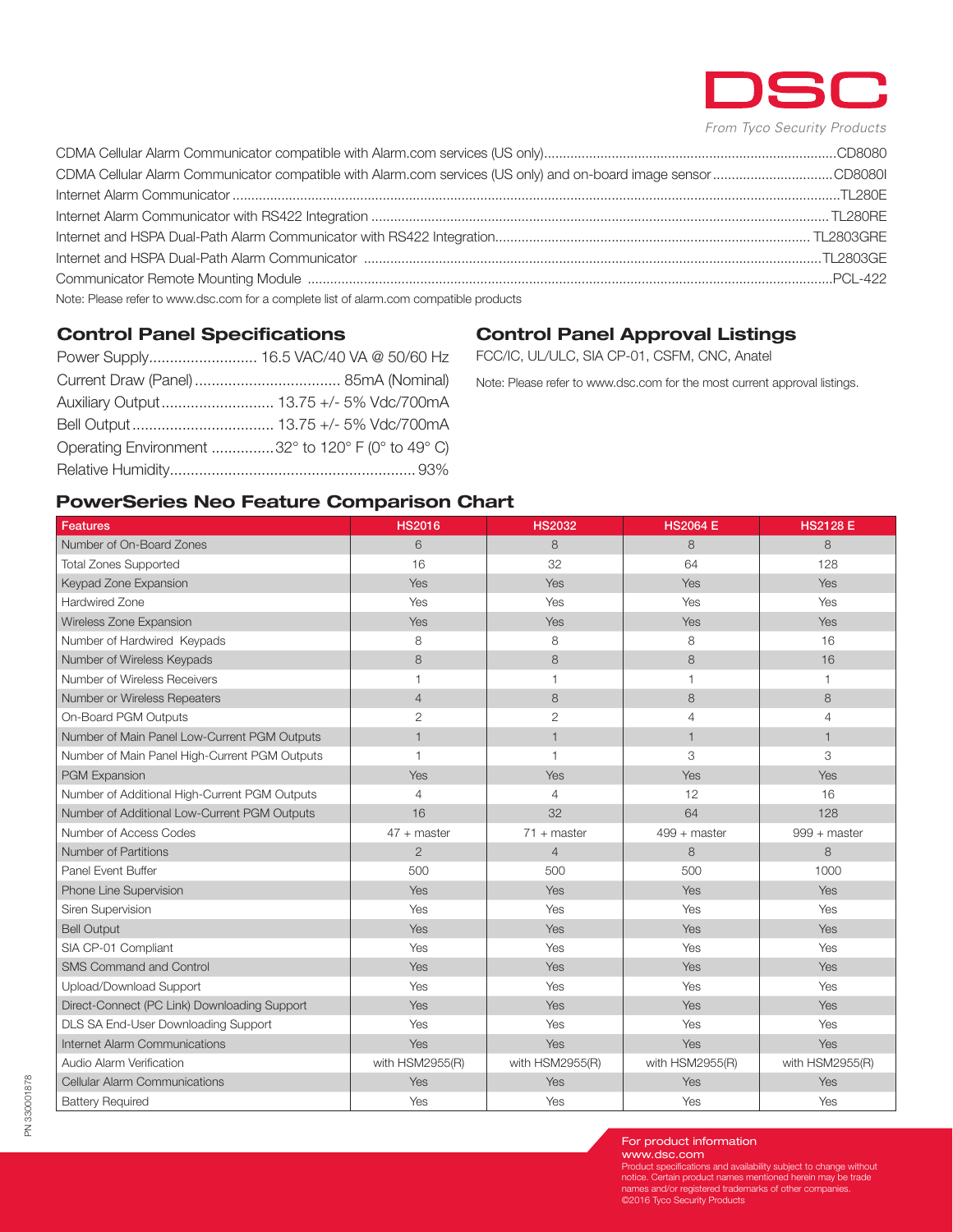DSC

*From Tyco Security Products*

| | |
|---|---|
| CDMA Cellular Alarm Communicator compatible with Alarm.com services (US only) | CD8080 |
| CDMA Cellular Alarm Communicator compatible with Alarm.com services (US only) and on-board image sensor | CD8080I |
| Internet Alarm Communicator | TL280E |
| Internet Alarm Communicator with RS422 Integration | TL280RE |
| Internet and HSPA Dual-Path Alarm Communicator with RS422 Integration | TL2803GRE |
| Internet and HSPA Dual-Path Alarm Communicator | TL2803GE |
| Communicator Remote Mounting Module | PCL-422 |

Note: Please refer to www.dsc.com for a complete list of alarm.com compatible products

## Control Panel Specifications

| | |
|---|---|
| Power Supply | 16.5 VAC/40 VA @ 50/60 Hz |
| Current Draw (Panel) | 85mA (Nominal) |
| Auxiliary Output | 13.75 +/- 5% Vdc/700mA |
| Bell Output | 13.75 +/- 5% Vdc/700mA |
| Operating Environment | 32° to 120° F (0° to 49° C) |
| Relative Humidity | 93% |

## Control Panel Approval Listings

FCC/IC, UL/ULC, SIA CP-01, CSFM, CNC, Anatel

Note: Please refer to www.dsc.com for the most current approval listings.

## PowerSeries Neo Feature Comparison Chart

| Features | HS2016 | HS2032 | HS2064 E | HS2128 E |
|---|---|---|---|---|
| Number of On-Board Zones | 6 | 8 | 8 | 8 |
| Total Zones Supported | 16 | 32 | 64 | 128 |
| Keypad Zone Expansion | Yes | Yes | Yes | Yes |
| Hardwired Zone | Yes | Yes | Yes | Yes |
| Wireless Zone Expansion | Yes | Yes | Yes | Yes |
| Number of Hardwired Keypads | 8 | 8 | 8 | 16 |
| Number of Wireless Keypads | 8 | 8 | 8 | 16 |
| Number of Wireless Receivers | 1 | 1 | 1 | 1 |
| Number or Wireless Repeaters | 4 | 8 | 8 | 8 |
| On-Board PGM Outputs | 2 | 2 | 4 | 4 |
| Number of Main Panel Low-Current PGM Outputs | 1 | 1 | 1 | 1 |
| Number of Main Panel High-Current PGM Outputs | 1 | 1 | 3 | 3 |
| PGM Expansion | Yes | Yes | Yes | Yes |
| Number of Additional High-Current PGM Outputs | 4 | 4 | 12 | 16 |
| Number of Additional Low-Current PGM Outputs | 16 | 32 | 64 | 128 |
| Number of Access Codes | 47 + master | 71 + master | 499 + master | 999 + master |
| Number of Partitions | 2 | 4 | 8 | 8 |
| Panel Event Buffer | 500 | 500 | 500 | 1000 |
| Phone Line Supervision | Yes | Yes | Yes | Yes |
| Siren Supervision | Yes | Yes | Yes | Yes |
| Bell Output | Yes | Yes | Yes | Yes |
| SIA CP-01 Compliant | Yes | Yes | Yes | Yes |
| SMS Command and Control | Yes | Yes | Yes | Yes |
| Upload/Download Support | Yes | Yes | Yes | Yes |
| Direct-Connect (PC Link) Downloading Support | Yes | Yes | Yes | Yes |
| DLS SA End-User Downloading Support | Yes | Yes | Yes | Yes |
| Internet Alarm Communications | Yes | Yes | Yes | Yes |
| Audio Alarm Verification | with HSM2955(R) | with HSM2955(R) | with HSM2955(R) | with HSM2955(R) |
| Cellular Alarm Communications | Yes | Yes | Yes | Yes |
| Battery Required | Yes | Yes | Yes | Yes |

PN 330001878

For product information
www.dsc.com
Product specifications and availability subject to change without notice. Certain product names mentioned herein may be trade names and/or registered trademarks of other companies.
©2016 Tyco Security Products